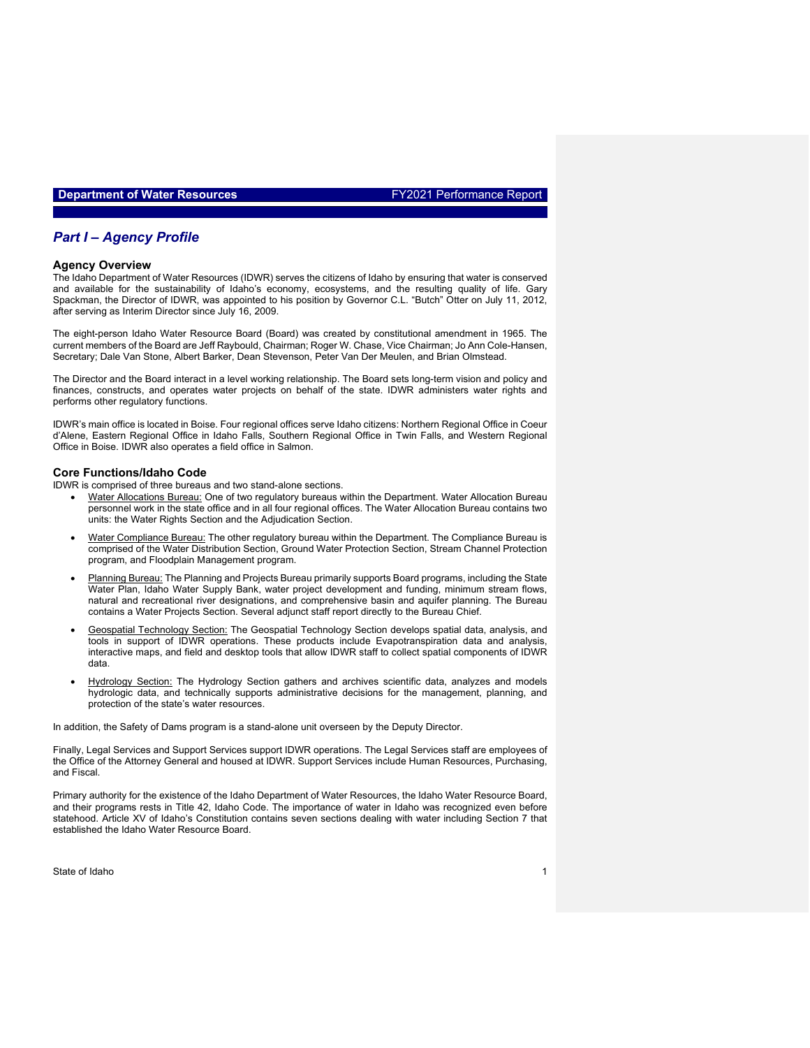# Part I – Agency Profile

## Agency Overview

The Idaho Department of Water Resources (IDWR) serves the citizens of Idaho by ensuring that water is conserved and available for the sustainability of Idaho's economy, ecosystems, and the resulting quality of life. Gary Spackman, the Director of IDWR, was appointed to his position by Governor C.L. "Butch" Otter on July 11, 2012, after serving as Interim Director since July 16, 2009.

The eight-person Idaho Water Resource Board (Board) was created by constitutional amendment in 1965. The current members of the Board are Jeff Raybould, Chairman; Roger W. Chase, Vice Chairman; Jo Ann Cole-Hansen, Secretary; Dale Van Stone, Albert Barker, Dean Stevenson, Peter Van Der Meulen, and Brian Olmstead.

The Director and the Board interact in a level working relationship. The Board sets long-term vision and policy and finances, constructs, and operates water projects on behalf of the state. IDWR administers water rights and performs other regulatory functions.

IDWR's main office is located in Boise. Four regional offices serve Idaho citizens: Northern Regional Office in Coeur d'Alene, Eastern Regional Office in Idaho Falls, Southern Regional Office in Twin Falls, and Western Regional Office in Boise. IDWR also operates a field office in Salmon.

## Core Functions/Idaho Code

IDWR is comprised of three bureaus and two stand-alone sections.

- Water Allocations Bureau: One of two regulatory bureaus within the Department. Water Allocation Bureau personnel work in the state office and in all four regional offices. The Water Allocation Bureau contains two units: the Water Rights Section and the Adjudication Section.
- Water Compliance Bureau: The other regulatory bureau within the Department. The Compliance Bureau is comprised of the Water Distribution Section, Ground Water Protection Section, Stream Channel Protection program, and Floodplain Management program.
- Planning Bureau: The Planning and Projects Bureau primarily supports Board programs, including the State Water Plan, Idaho Water Supply Bank, water project development and funding, minimum stream flows, natural and recreational river designations, and comprehensive basin and aquifer planning. The Bureau contains a Water Projects Section. Several adjunct staff report directly to the Bureau Chief.
- Geospatial Technology Section: The Geospatial Technology Section develops spatial data, analysis, and tools in support of IDWR operations. These products include Evapotranspiration data and analysis, interactive maps, and field and desktop tools that allow IDWR staff to collect spatial components of IDWR data.
- Hydrology Section: The Hydrology Section gathers and archives scientific data, analyzes and models hydrologic data, and technically supports administrative decisions for the management, planning, and protection of the state's water resources.

In addition, the Safety of Dams program is a stand-alone unit overseen by the Deputy Director.

Finally, Legal Services and Support Services support IDWR operations. The Legal Services staff are employees of the Office of the Attorney General and housed at IDWR. Support Services include Human Resources, Purchasing, and Fiscal.

Primary authority for the existence of the Idaho Department of Water Resources, the Idaho Water Resource Board, and their programs rests in Title 42, Idaho Code. The importance of water in Idaho was recognized even before statehood. Article XV of Idaho's Constitution contains seven sections dealing with water including Section 7 that established the Idaho Water Resource Board.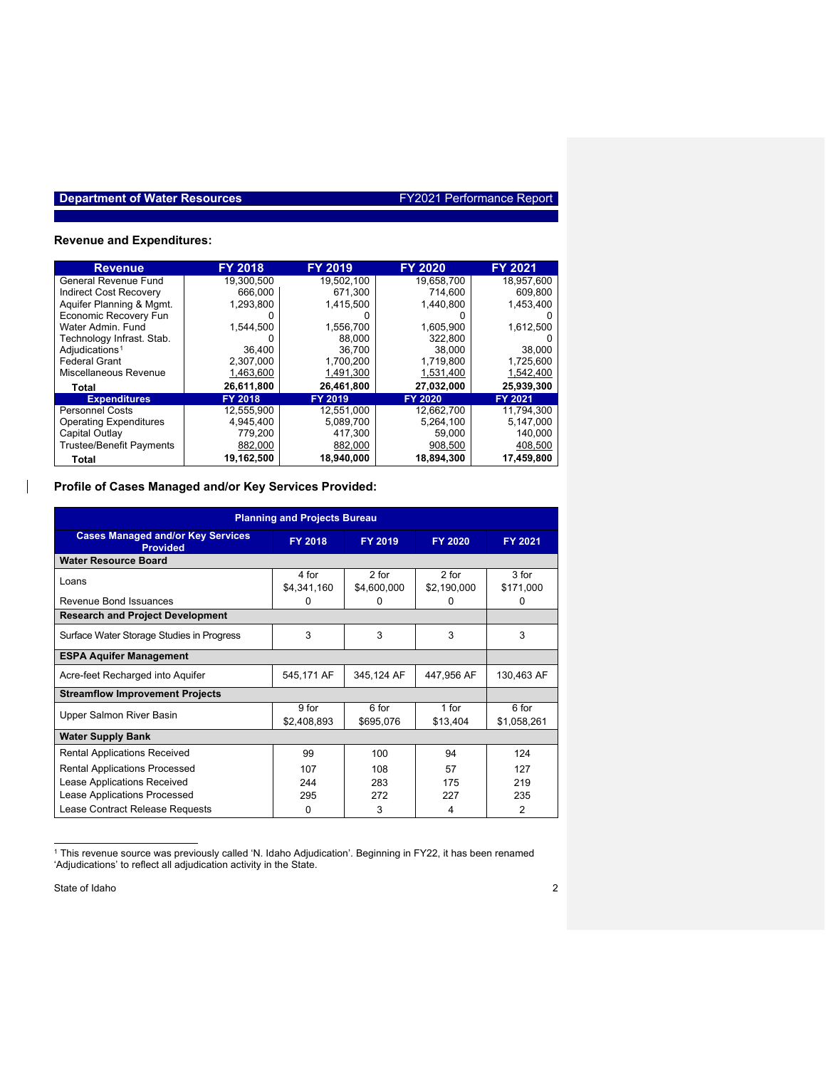## Revenue and Expenditures:

| Revenue | FY 2018 | FY 2019 | FY 2020 | FY 2021 |
|---|---|---|---|---|
| General Revenue Fund | 19,300,500 | 19,502,100 | 19,658,700 | 18,957,600 |
| Indirect Cost Recovery | 666,000 | 671,300 | 714,600 | 609,800 |
| Aquifer Planning & Mgmt. | 1,293,800 | 1,415,500 | 1,440,800 | 1,453,400 |
| Economic Recovery Fun | 0 | 0 | 0 | 0 |
| Water Admin. Fund | 1,544,500 | 1,556,700 | 1,605,900 | 1,612,500 |
| Technology Infrast. Stab. | 0 | 88,000 | 322,800 | 0 |
| Adjudications[1] | 36,400 | 36,700 | 38,000 | 38,000 |
| Federal Grant | 2,307,000 | 1,700,200 | 1,719,800 | 1,725,600 |
| Miscellaneous Revenue | 1,463,600 | 1,491,300 | 1,531,400 | 1,542,400 |
| **Total** | **26,611,800** | **26,461,800** | **27,032,000** | **25,939,300** |
| **Expenditures** | **FY 2018** | **FY 2019** | **FY 2020** | **FY 2021** |
| Personnel Costs | 12,555,900 | 12,551,000 | 12,662,700 | 11,794,300 |
| Operating Expenditures | 4,945,400 | 5,089,700 | 5,264,100 | 5,147,000 |
| Capital Outlay | 779,200 | 417,300 | 59,000 | 140,000 |
| Trustee/Benefit Payments | 882,000 | 882,000 | 908,500 | 408,500 |
| **Total** | **19,162,500** | **18,940,000** | **18,894,300** | **17,459,800** |

## Profile of Cases Managed and/or Key Services Provided:

| Planning and Projects Bureau | | | | |
|---|---|---|---|---|
| **Cases Managed and/or Key Services Provided** | **FY 2018** | **FY 2019** | **FY 2020** | **FY 2021** |
| **Water Resource Board** | | | | |
| Loans | 4 for $4,341,160 | 2 for $4,600,000 | 2 for $2,190,000 | 3 for $171,000 |
| Revenue Bond Issuances | 0 | 0 | 0 | 0 |
| **Research and Project Development** | | | | |
| Surface Water Storage Studies in Progress | 3 | 3 | 3 | 3 |
| **ESPA Aquifer Management** | | | | |
| Acre-feet Recharged into Aquifer | 545,171 AF | 345,124 AF | 447,956 AF | 130,463 AF |
| **Streamflow Improvement Projects** | | | | |
| Upper Salmon River Basin | 9 for $2,408,893 | 6 for $695,076 | 1 for $13,404 | 6 for $1,058,261 |
| **Water Supply Bank** | | | | |
| Rental Applications Received | 99 | 100 | 94 | 124 |
| Rental Applications Processed | 107 | 108 | 57 | 127 |
| Lease Applications Received | 244 | 283 | 175 | 219 |
| Lease Applications Processed | 295 | 272 | 227 | 235 |
| Lease Contract Release Requests | 0 | 3 | 4 | 2 |

[1] This revenue source was previously called 'N. Idaho Adjudication'. Beginning in FY22, it has been renamed 'Adjudications' to reflect all adjudication activity in the State.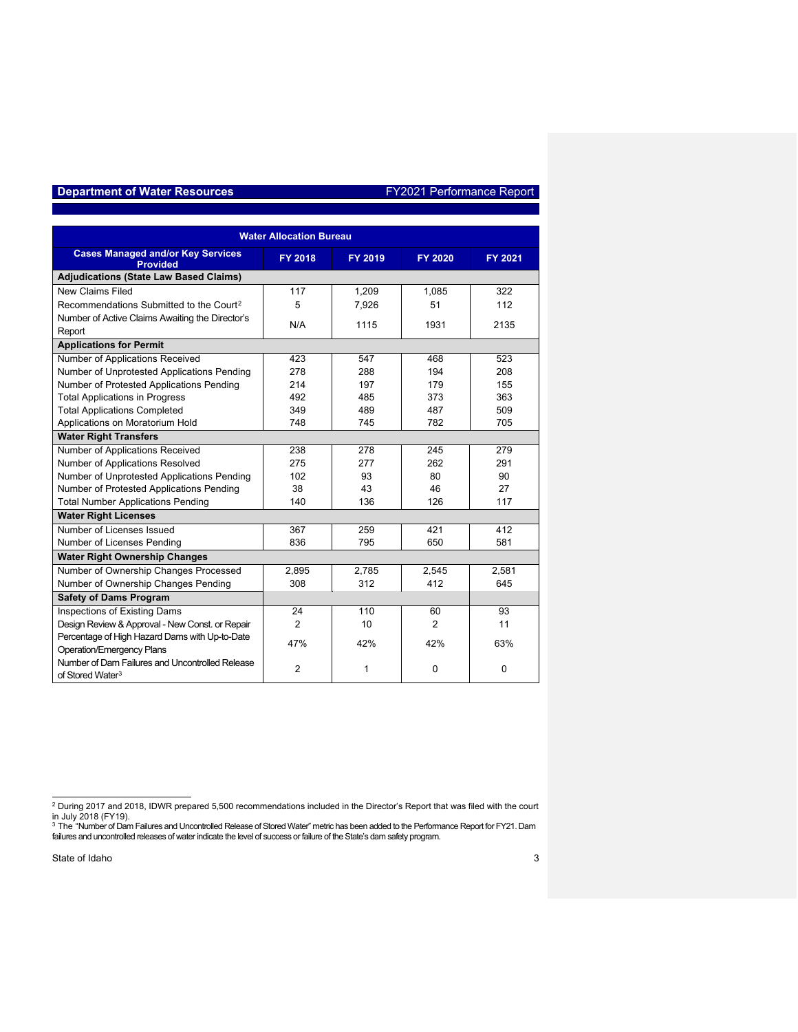| Water Allocation Bureau | | | | |
|---|---|---|---|---|
| **Cases Managed and/or Key Services Provided** | **FY 2018** | **FY 2019** | **FY 2020** | **FY 2021** |
| **Adjudications (State Law Based Claims)** | | | | |
| New Claims Filed | 117 | 1,209 | 1,085 | 322 |
| Recommendations Submitted to the Court[2] | 5 | 7,926 | 51 | 112 |
| Number of Active Claims Awaiting the Director's Report | N/A | 1115 | 1931 | 2135 |
| **Applications for Permit** | | | | |
| Number of Applications Received | 423 | 547 | 468 | 523 |
| Number of Unprotested Applications Pending | 278 | 288 | 194 | 208 |
| Number of Protested Applications Pending | 214 | 197 | 179 | 155 |
| Total Applications in Progress | 492 | 485 | 373 | 363 |
| Total Applications Completed | 349 | 489 | 487 | 509 |
| Applications on Moratorium Hold | 748 | 745 | 782 | 705 |
| **Water Right Transfers** | | | | |
| Number of Applications Received | 238 | 278 | 245 | 279 |
| Number of Applications Resolved | 275 | 277 | 262 | 291 |
| Number of Unprotested Applications Pending | 102 | 93 | 80 | 90 |
| Number of Protested Applications Pending | 38 | 43 | 46 | 27 |
| Total Number Applications Pending | 140 | 136 | 126 | 117 |
| **Water Right Licenses** | | | | |
| Number of Licenses Issued | 367 | 259 | 421 | 412 |
| Number of Licenses Pending | 836 | 795 | 650 | 581 |
| **Water Right Ownership Changes** | | | | |
| Number of Ownership Changes Processed | 2,895 | 2,785 | 2,545 | 2,581 |
| Number of Ownership Changes Pending | 308 | 312 | 412 | 645 |
| **Safety of Dams Program** | | | | |
| Inspections of Existing Dams | 24 | 110 | 60 | 93 |
| Design Review & Approval - New Const. or Repair | 2 | 10 | 2 | 11 |
| Percentage of High Hazard Dams with Up-to-Date Operation/Emergency Plans | 47% | 42% | 42% | 63% |
| Number of Dam Failures and Uncontrolled Release of Stored Water[3] | 2 | 1 | 0 | 0 |

[2] During 2017 and 2018, IDWR prepared 5,500 recommendations included in the Director's Report that was filed with the court in July 2018 (FY19).

[3] The "Number of Dam Failures and Uncontrolled Release of Stored Water" metric has been added to the Performance Report for FY21. Dam failures and uncontrolled releases of water indicate the level of success or failure of the State's dam safety program.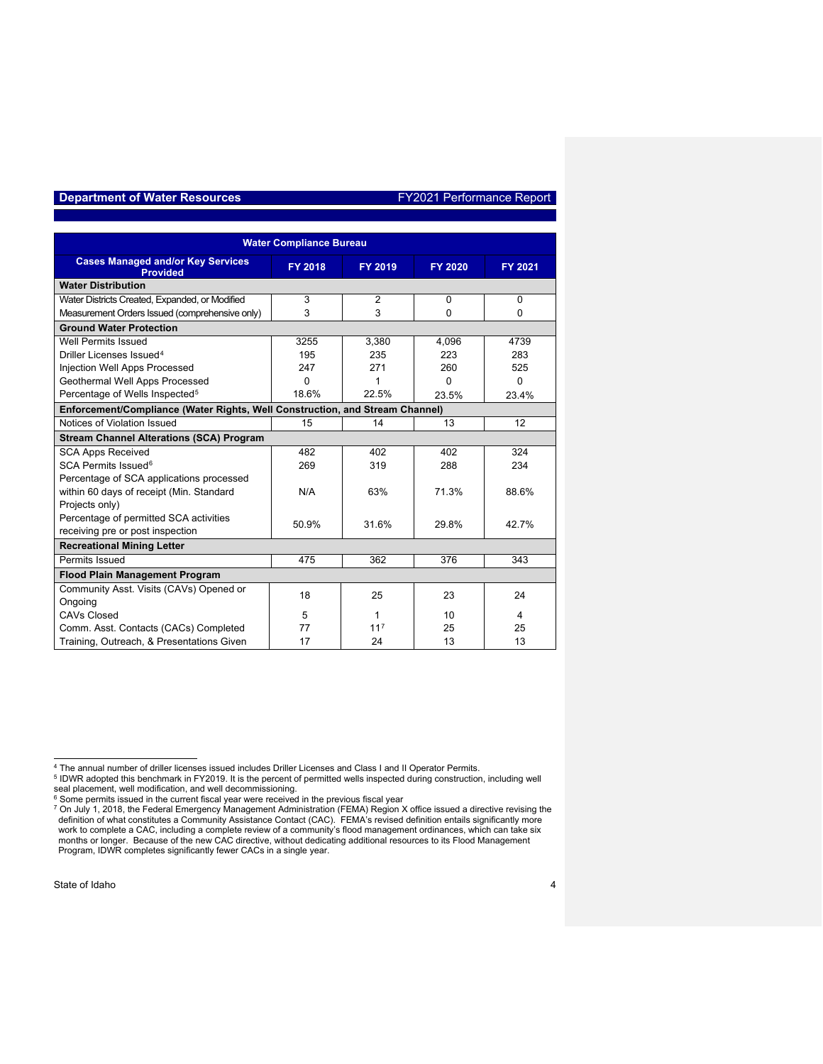| Water Compliance Bureau | | | | |
|---|---|---|---|---|
| **Cases Managed and/or Key Services Provided** | **FY 2018** | **FY 2019** | **FY 2020** | **FY 2021** |
| **Water Distribution** | | | | |
| Water Districts Created, Expanded, or Modified | 3 | 2 | 0 | 0 |
| Measurement Orders Issued (comprehensive only) | 3 | 3 | 0 | 0 |
| **Ground Water Protection** | | | | |
| Well Permits Issued | 3255 | 3,380 | 4,096 | 4739 |
| Driller Licenses Issued[4] | 195 | 235 | 223 | 283 |
| Injection Well Apps Processed | 247 | 271 | 260 | 525 |
| Geothermal Well Apps Processed | 0 | 1 | 0 | 0 |
| Percentage of Wells Inspected[5] | 18.6% | 22.5% | 23.5% | 23.4% |
| **Enforcement/Compliance (Water Rights, Well Construction, and Stream Channel)** | | | | |
| Notices of Violation Issued | 15 | 14 | 13 | 12 |
| **Stream Channel Alterations (SCA) Program** | | | | |
| SCA Apps Received | 482 | 402 | 402 | 324 |
| SCA Permits Issued[6] | 269 | 319 | 288 | 234 |
| Percentage of SCA applications processed within 60 days of receipt (Min. Standard Projects only) | N/A | 63% | 71.3% | 88.6% |
| Percentage of permitted SCA activities receiving pre or post inspection | 50.9% | 31.6% | 29.8% | 42.7% |
| **Recreational Mining Letter** | | | | |
| Permits Issued | 475 | 362 | 376 | 343 |
| **Flood Plain Management Program** | | | | |
| Community Asst. Visits (CAVs) Opened or Ongoing | 18 | 25 | 23 | 24 |
| CAVs Closed | 5 | 1 | 10 | 4 |
| Comm. Asst. Contacts (CACs) Completed | 77 | 11[7] | 25 | 25 |
| Training, Outreach, & Presentations Given | 17 | 24 | 13 | 13 |

[4] The annual number of driller licenses issued includes Driller Licenses and Class I and II Operator Permits.

[5] IDWR adopted this benchmark in FY2019. It is the percent of permitted wells inspected during construction, including well seal placement, well modification, and well decommissioning.

[6] Some permits issued in the current fiscal year were received in the previous fiscal year

[7] On July 1, 2018, the Federal Emergency Management Administration (FEMA) Region X office issued a directive revising the definition of what constitutes a Community Assistance Contact (CAC). FEMA's revised definition entails significantly more work to complete a CAC, including a complete review of a community's flood management ordinances, which can take six months or longer. Because of the new CAC directive, without dedicating additional resources to its Flood Management Program, IDWR completes significantly fewer CACs in a single year.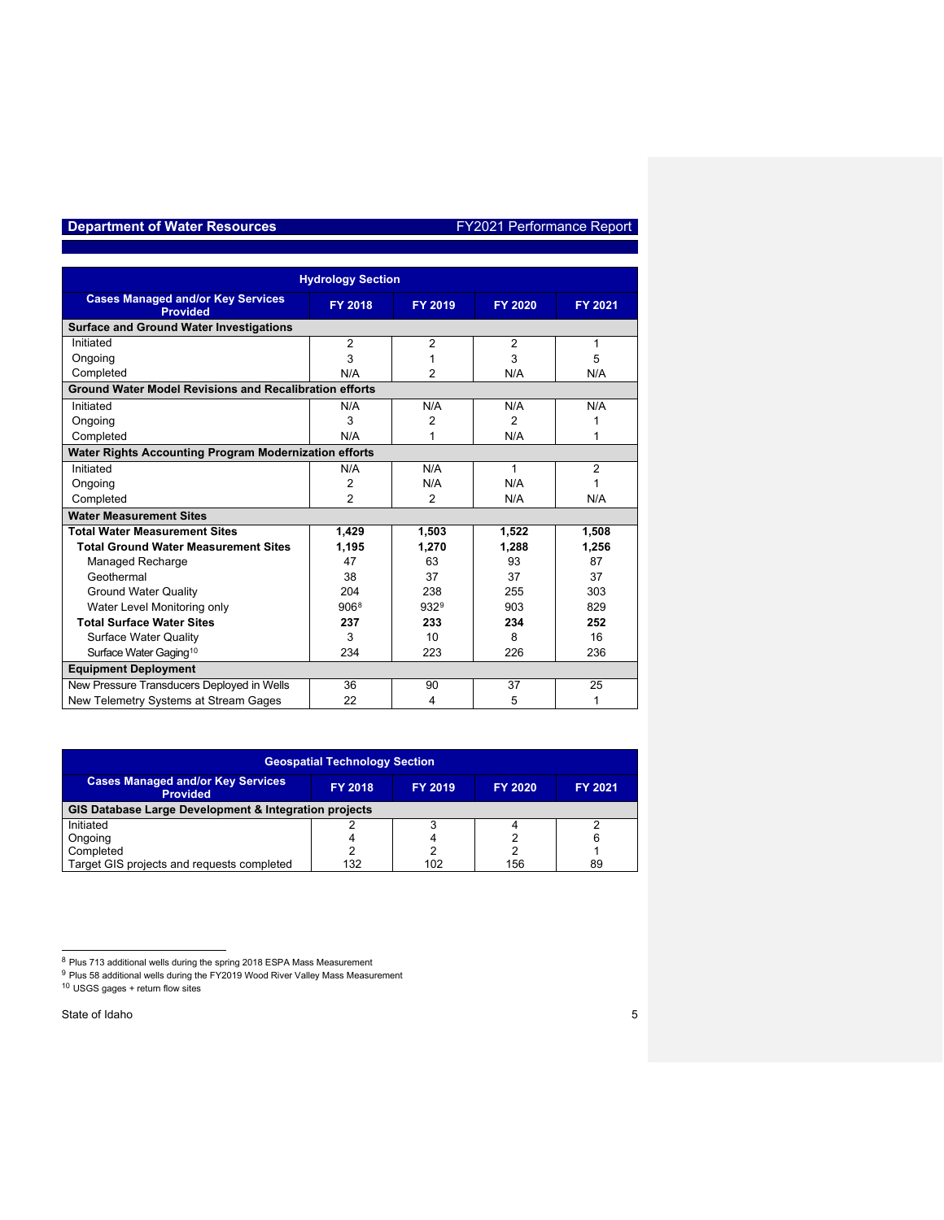**Hydrology Section**

| Cases Managed and/or Key Services Provided | FY 2018 | FY 2019 | FY 2020 | FY 2021 |
|---|---|---|---|---|
| **Surface and Ground Water Investigations** | | | | |
| Initiated | 2 | 2 | 2 | 1 |
| Ongoing | 3 | 1 | 3 | 5 |
| Completed | N/A | 2 | N/A | N/A |
| **Ground Water Model Revisions and Recalibration efforts** | | | | |
| Initiated | N/A | N/A | N/A | N/A |
| Ongoing | 3 | 2 | 2 | 1 |
| Completed | N/A | 1 | N/A | 1 |
| **Water Rights Accounting Program Modernization efforts** | | | | |
| Initiated | N/A | N/A | 1 | 2 |
| Ongoing | 2 | N/A | N/A | 1 |
| Completed | 2 | 2 | N/A | N/A |
| **Water Measurement Sites** | | | | |
| **Total Water Measurement Sites** | **1,429** | **1,503** | **1,522** | **1,508** |
| **Total Ground Water Measurement Sites** | **1,195** | **1,270** | **1,288** | **1,256** |
| Managed Recharge | 47 | 63 | 93 | 87 |
| Geothermal | 38 | 37 | 37 | 37 |
| Ground Water Quality | 204 | 238 | 255 | 303 |
| Water Level Monitoring only | 906[8] | 932[9] | 903 | 829 |
| **Total Surface Water Sites** | **237** | **233** | **234** | **252** |
| Surface Water Quality | 3 | 10 | 8 | 16 |
| Surface Water Gaging[10] | 234 | 223 | 226 | 236 |
| **Equipment Deployment** | | | | |
| New Pressure Transducers Deployed in Wells | 36 | 90 | 37 | 25 |
| New Telemetry Systems at Stream Gages | 22 | 4 | 5 | 1 |

**Geospatial Technology Section**

| Cases Managed and/or Key Services Provided | FY 2018 | FY 2019 | FY 2020 | FY 2021 |
|---|---|---|---|---|
| **GIS Database Large Development & Integration projects** | | | | |
| Initiated | 2 | 3 | 4 | 2 |
| Ongoing | 4 | 4 | 2 | 6 |
| Completed | 2 | 2 | 2 | 1 |
| Target GIS projects and requests completed | 132 | 102 | 156 | 89 |

[8] Plus 713 additional wells during the spring 2018 ESPA Mass Measurement
[9] Plus 58 additional wells during the FY2019 Wood River Valley Mass Measurement
[10] USGS gages + return flow sites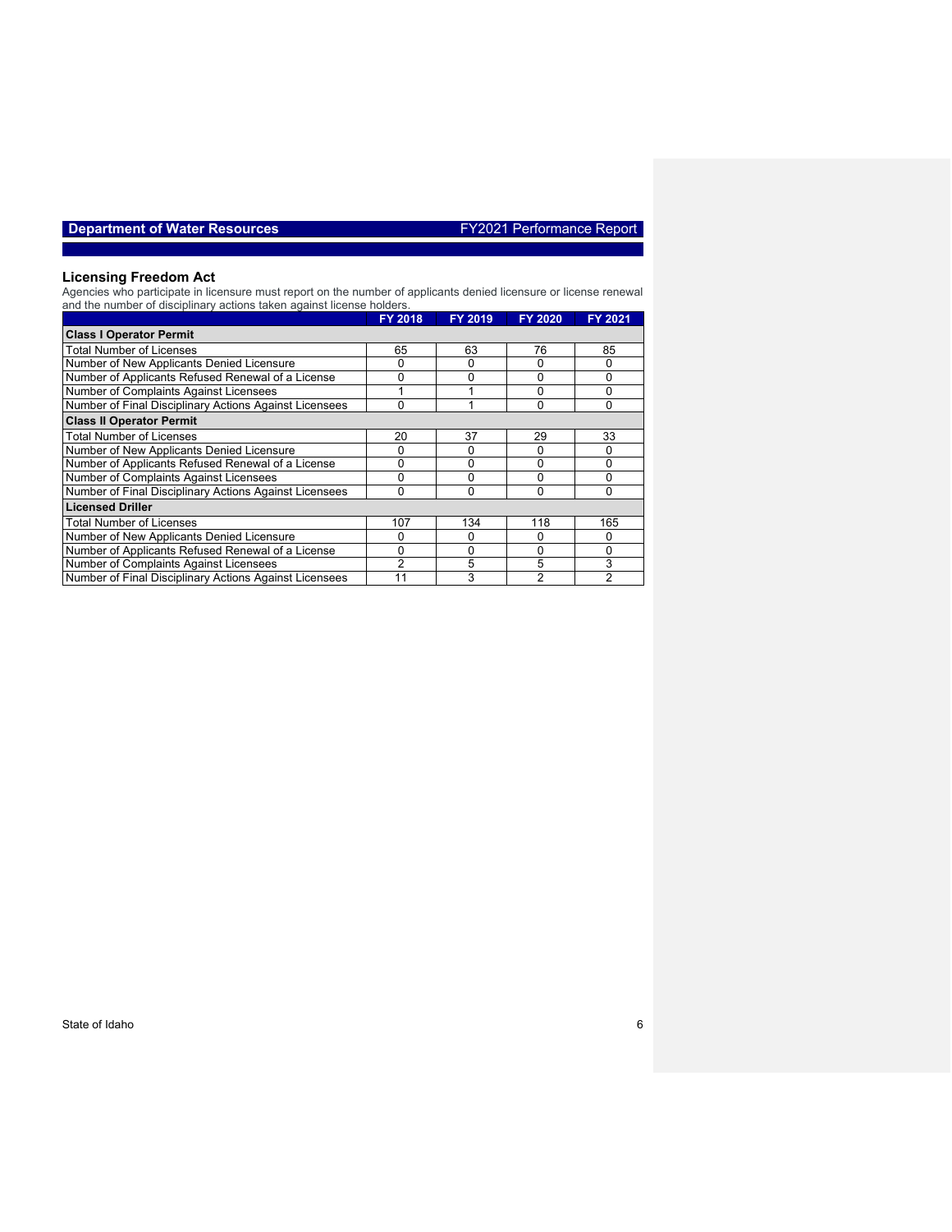## Licensing Freedom Act

Agencies who participate in licensure must report on the number of applicants denied licensure or license renewal and the number of disciplinary actions taken against license holders.

| | FY 2018 | FY 2019 | FY 2020 | FY 2021 |
|---|---|---|---|---|
| **Class I Operator Permit** | | | | |
| Total Number of Licenses | 65 | 63 | 76 | 85 |
| Number of New Applicants Denied Licensure | 0 | 0 | 0 | 0 |
| Number of Applicants Refused Renewal of a License | 0 | 0 | 0 | 0 |
| Number of Complaints Against Licensees | 1 | 1 | 0 | 0 |
| Number of Final Disciplinary Actions Against Licensees | 0 | 1 | 0 | 0 |
| **Class II Operator Permit** | | | | |
| Total Number of Licenses | 20 | 37 | 29 | 33 |
| Number of New Applicants Denied Licensure | 0 | 0 | 0 | 0 |
| Number of Applicants Refused Renewal of a License | 0 | 0 | 0 | 0 |
| Number of Complaints Against Licensees | 0 | 0 | 0 | 0 |
| Number of Final Disciplinary Actions Against Licensees | 0 | 0 | 0 | 0 |
| **Licensed Driller** | | | | |
| Total Number of Licenses | 107 | 134 | 118 | 165 |
| Number of New Applicants Denied Licensure | 0 | 0 | 0 | 0 |
| Number of Applicants Refused Renewal of a License | 0 | 0 | 0 | 0 |
| Number of Complaints Against Licensees | 2 | 5 | 5 | 3 |
| Number of Final Disciplinary Actions Against Licensees | 11 | 3 | 2 | 2 |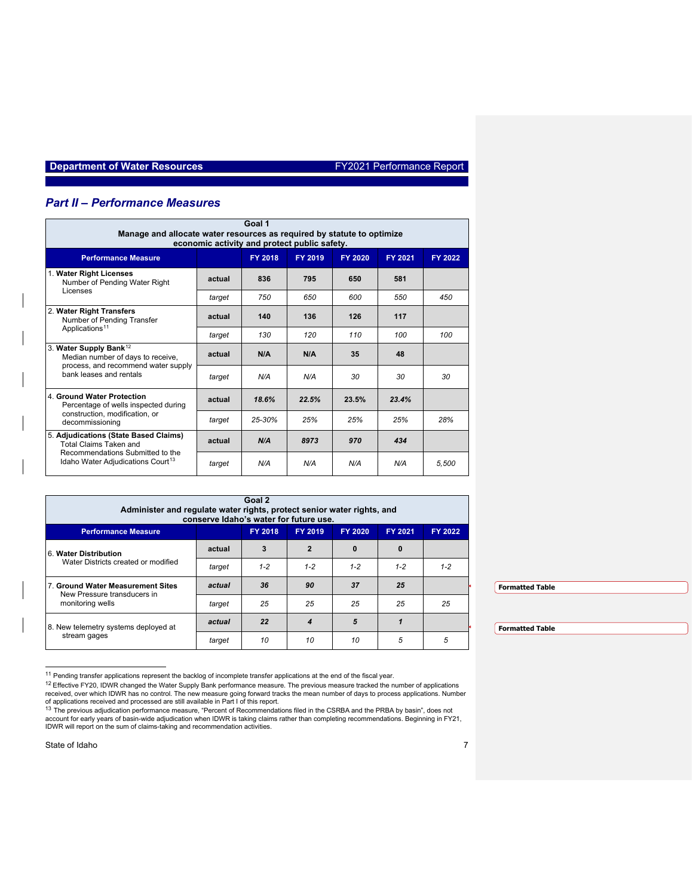## Part II – Performance Measures

| Goal 1 Manage and allocate water resources as required by statute to optimize economic activity and protect public safety. | | | | | | |
|---|---|---|---|---|---|---|
| **Performance Measure** | | **FY 2018** | **FY 2019** | **FY 2020** | **FY 2021** | **FY 2022** |
| 1. **Water Right Licenses** Number of Pending Water Right Licenses | actual | **836** | **795** | **650** | **581** | |
| | *target* | *750* | *650* | *600* | *550* | *450* |
| 2. **Water Right Transfers** Number of Pending Transfer Applications[11] | actual | **140** | **136** | **126** | **117** | |
| | *target* | *130* | *120* | *110* | *100* | *100* |
| 3. **Water Supply Bank**[12] Median number of days to receive, process, and recommend water supply bank leases and rentals | actual | **N/A** | **N/A** | **35** | **48** | |
| | *target* | *N/A* | *N/A* | *30* | *30* | *30* |
| 4. **Ground Water Protection** Percentage of wells inspected during construction, modification, or decommissioning | actual | ***18.6%*** | ***22.5%*** | **23.5%** | ***23.4%*** | |
| | *target* | *25-30%* | *25%* | *25%* | *25%* | *28%* |
| 5. **Adjudications (State Based Claims)** Total Claims Taken and Recommendations Submitted to the Idaho Water Adjudications Court[13] | actual | ***N/A*** | ***8973*** | ***970*** | ***434*** | |
| | *target* | *N/A* | *N/A* | *N/A* | *N/A* | *5,500* |

| Goal 2 Administer and regulate water rights, protect senior water rights, and conserve Idaho's water for future use. | | | | | | |
|---|---|---|---|---|---|---|
| **Performance Measure** | | **FY 2018** | **FY 2019** | **FY 2020** | **FY 2021** | **FY 2022** |
| 6. **Water Distribution** Water Districts created or modified | actual | **3** | **2** | **0** | **0** | |
| | *target* | *1-2* | *1-2* | *1-2* | *1-2* | *1-2* |
| 7. **Ground Water Measurement Sites** New Pressure transducers in monitoring wells | ***actual*** | ***36*** | ***90*** | ***37*** | ***25*** | |
| | *target* | *25* | *25* | *25* | *25* | *25* |
| 8. New telemetry systems deployed at stream gages | ***actual*** | ***22*** | ***4*** | ***5*** | ***1*** | |
| | *target* | *10* | *10* | *10* | *5* | *5* |

[11] Pending transfer applications represent the backlog of incomplete transfer applications at the end of the fiscal year.

[12] Effective FY20, IDWR changed the Water Supply Bank performance measure. The previous measure tracked the number of applications received, over which IDWR has no control. The new measure going forward tracks the mean number of days to process applications. Number of applications received and processed are still available in Part I of this report.

[13] The previous adjudication performance measure, "Percent of Recommendations filed in the CSRBA and the PRBA by basin", does not account for early years of basin-wide adjudication when IDWR is taking claims rather than completing recommendations. Beginning in FY21, IDWR will report on the sum of claims-taking and recommendation activities.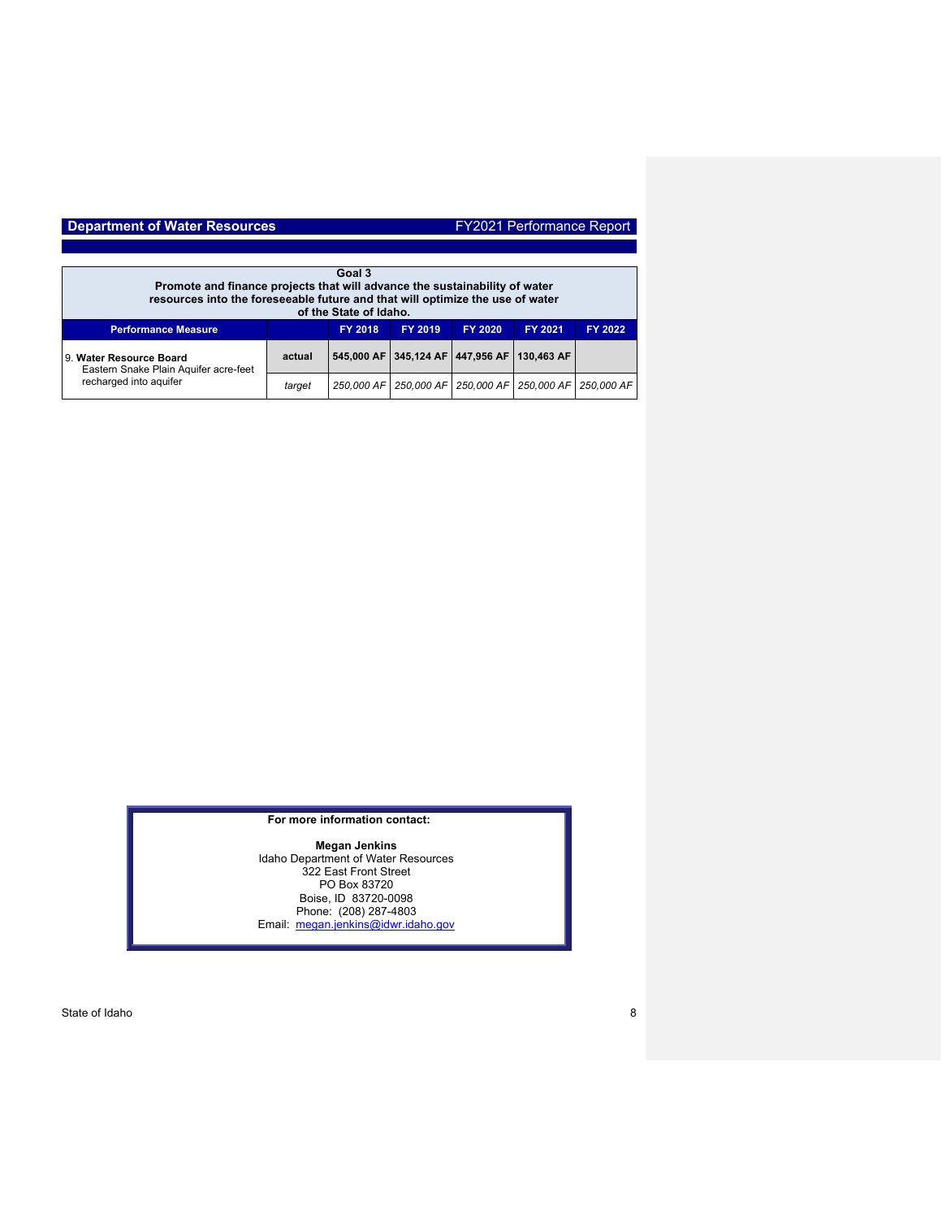| Goal 3<br>Promote and finance projects that will advance the sustainability of water resources into the foreseeable future and that will optimize the use of water of the State of Idaho. | | | | | | |
|---|---|---|---|---|---|---|
| **Performance Measure** | | **FY 2018** | **FY 2019** | **FY 2020** | **FY 2021** | **FY 2022** |
| 9. **Water Resource Board**<br>Eastern Snake Plain Aquifer acre-feet recharged into aquifer | **actual** | **545,000 AF** | **345,124 AF** | **447,956 AF** | **130,463 AF** | |
| | *target* | *250,000 AF* | *250,000 AF* | *250,000 AF* | *250,000 AF* | *250,000 AF* |

**For more information contact:**

**Megan Jenkins**
Idaho Department of Water Resources
322 East Front Street
PO Box 83720
Boise, ID 83720-0098
Phone: (208) 287-4803
Email: megan.jenkins@idwr.idaho.gov